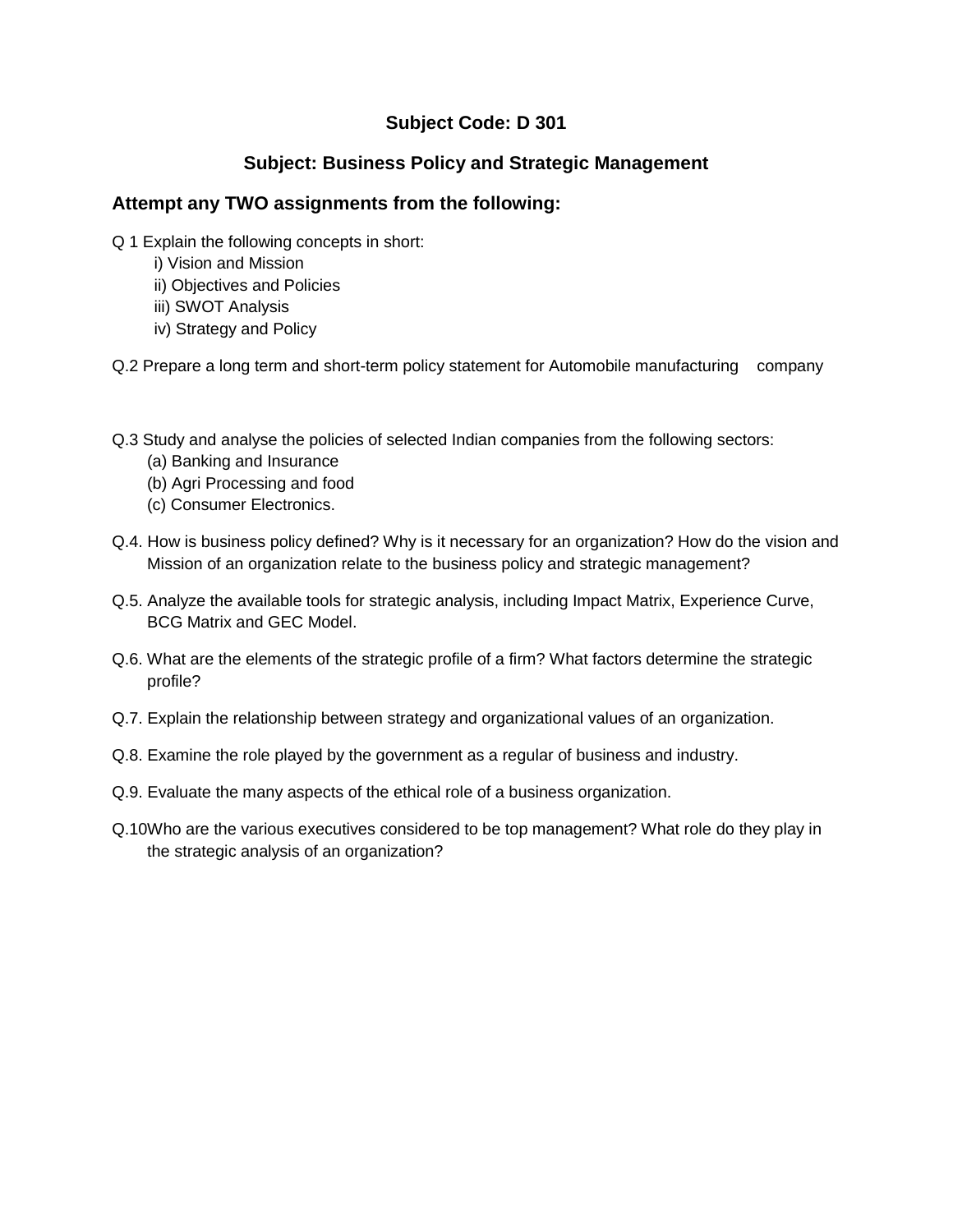## Subject Code: D 301

## Subject: Business Policy and Strategic Management

### Attempt any TWO assignments from the following:

Q 1 Explain the following concepts in short:

i) Vision and Mission
ii) Objectives and Policies
iii) SWOT Analysis
iv) Strategy and Policy

Q.2 Prepare a long term and short-term policy statement for Automobile manufacturing company

Q.3 Study and analyse the policies of selected Indian companies from the following sectors:

(a) Banking and Insurance
(b) Agri Processing and food
(c) Consumer Electronics.

Q.4. How is business policy defined? Why is it necessary for an organization? How do the vision and Mission of an organization relate to the business policy and strategic management?

Q.5. Analyze the available tools for strategic analysis, including Impact Matrix, Experience Curve, BCG Matrix and GEC Model.

Q.6. What are the elements of the strategic profile of a firm? What factors determine the strategic profile?

Q.7. Explain the relationship between strategy and organizational values of an organization.

Q.8. Examine the role played by the government as a regular of business and industry.

Q.9. Evaluate the many aspects of the ethical role of a business organization.

Q.10 Who are the various executives considered to be top management? What role do they play in the strategic analysis of an organization?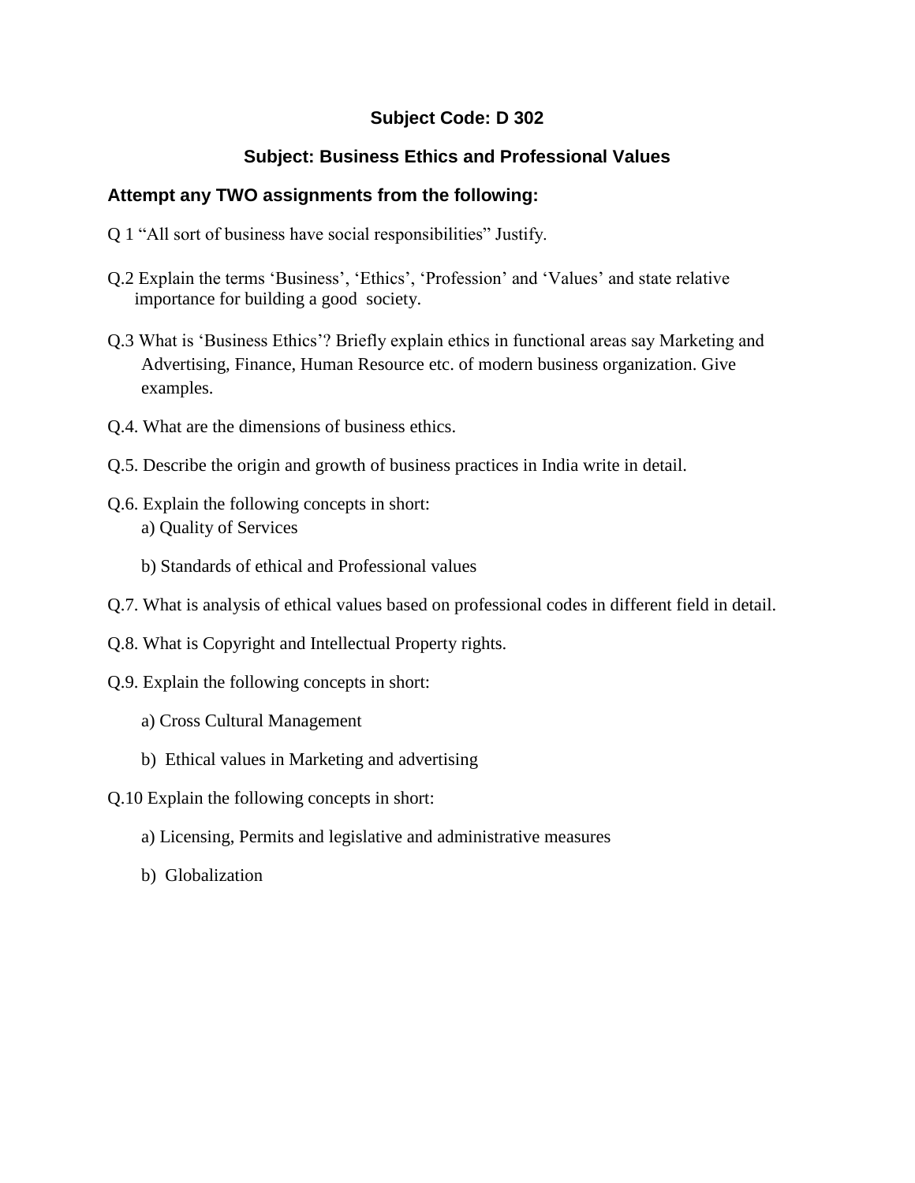**Subject Code: D 302**

**Subject: Business Ethics and Professional Values**

**Attempt any TWO assignments from the following:**

Q 1 "All sort of business have social responsibilities" Justify.

Q.2 Explain the terms 'Business', 'Ethics', 'Profession' and 'Values' and state relative importance for building a good society.

Q.3 What is 'Business Ethics'? Briefly explain ethics in functional areas say Marketing and Advertising, Finance, Human Resource etc. of modern business organization. Give examples.

Q.4. What are the dimensions of business ethics.

Q.5. Describe the origin and growth of business practices in India write in detail.

Q.6. Explain the following concepts in short:

a) Quality of Services

b) Standards of ethical and Professional values

Q.7. What is analysis of ethical values based on professional codes in different field in detail.

Q.8. What is Copyright and Intellectual Property rights.

Q.9. Explain the following concepts in short:

a) Cross Cultural Management

b) Ethical values in Marketing and advertising

Q.10 Explain the following concepts in short:

a) Licensing, Permits and legislative and administrative measures

b) Globalization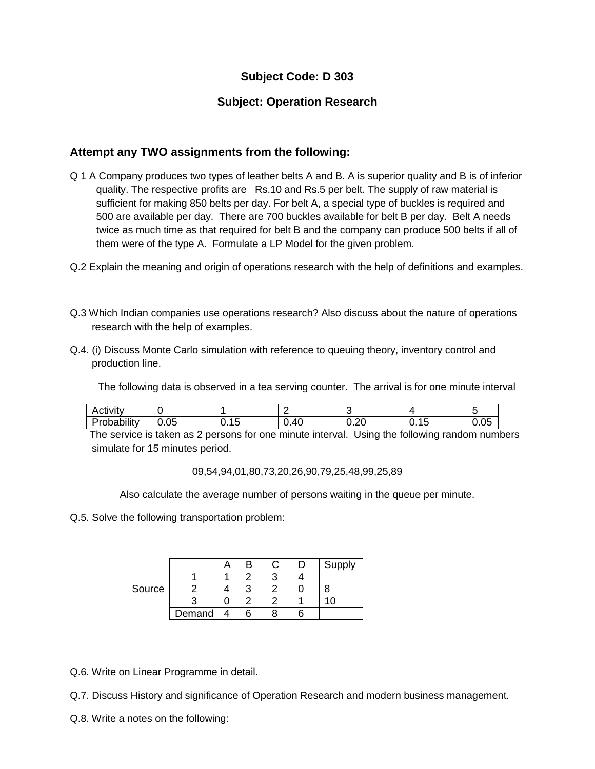**Subject Code: D 303**

**Subject: Operation Research**

## Attempt any TWO assignments from the following:

Q 1 A Company produces two types of leather belts A and B. A is superior quality and B is of inferior quality. The respective profits are Rs.10 and Rs.5 per belt. The supply of raw material is sufficient for making 850 belts per day. For belt A, a special type of buckles is required and 500 are available per day. There are 700 buckles available for belt B per day. Belt A needs twice as much time as that required for belt B and the company can produce 500 belts if all of them were of the type A. Formulate a LP Model for the given problem.

Q.2 Explain the meaning and origin of operations research with the help of definitions and examples.

Q.3 Which Indian companies use operations research? Also discuss about the nature of operations research with the help of examples.

Q.4. (i) Discuss Monte Carlo simulation with reference to queuing theory, inventory control and production line.

The following data is observed in a tea serving counter. The arrival is for one minute interval

| Activity | 0 | 1 | 2 | 3 | 4 | 5 |
|---|---|---|---|---|---|---|
| Probability | 0.05 | 0.15 | 0.40 | 0.20 | 0.15 | 0.05 |

The service is taken as 2 persons for one minute interval. Using the following random numbers simulate for 15 minutes period.

09,54,94,01,80,73,20,26,90,79,25,48,99,25,89

Also calculate the average number of persons waiting in the queue per minute.

Q.5. Solve the following transportation problem:

| | | A | B | C | D | Supply |
|---|---|---|---|---|---|---|
| | 1 | 1 | 2 | 3 | 4 | |
| Source | 2 | 4 | 3 | 2 | 0 | 8 |
| | 3 | 0 | 2 | 2 | 1 | 10 |
| | Demand | 4 | 6 | 8 | 6 | |

Q.6. Write on Linear Programme in detail.

Q.7. Discuss History and significance of Operation Research and modern business management.

Q.8. Write a notes on the following: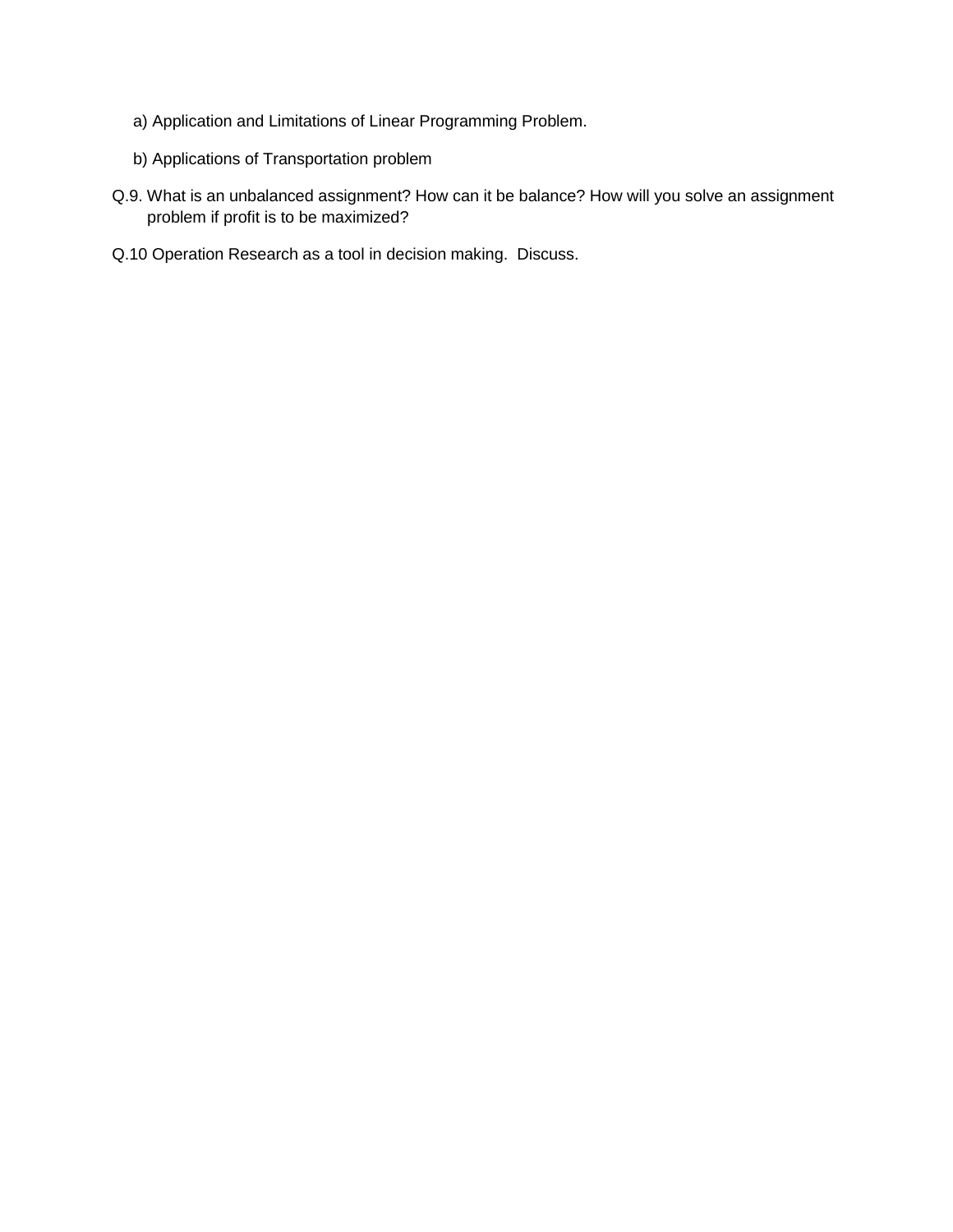a) Application and Limitations of Linear Programming Problem.

b) Applications of Transportation problem

Q.9. What is an unbalanced assignment? How can it be balance? How will you solve an assignment problem if profit is to be maximized?

Q.10 Operation Research as a tool in decision making. Discuss.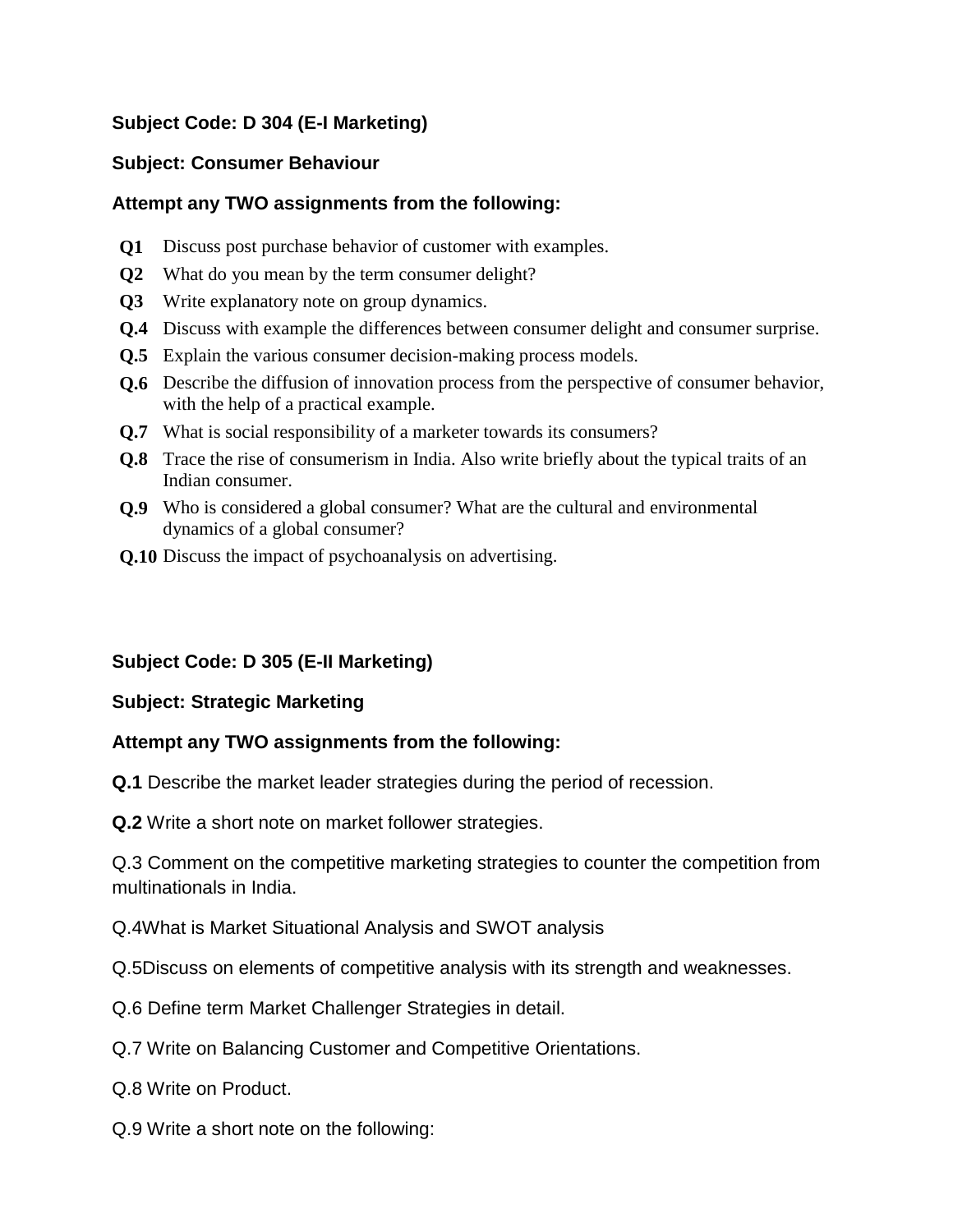**Subject Code: D 304 (E-I Marketing)**

**Subject: Consumer Behaviour**

**Attempt any TWO assignments from the following:**

**Q1** Discuss post purchase behavior of customer with examples.

**Q2** What do you mean by the term consumer delight?

**Q3** Write explanatory note on group dynamics.

**Q.4** Discuss with example the differences between consumer delight and consumer surprise.

**Q.5** Explain the various consumer decision-making process models.

**Q.6** Describe the diffusion of innovation process from the perspective of consumer behavior, with the help of a practical example.

**Q.7** What is social responsibility of a marketer towards its consumers?

**Q.8** Trace the rise of consumerism in India. Also write briefly about the typical traits of an Indian consumer.

**Q.9** Who is considered a global consumer? What are the cultural and environmental dynamics of a global consumer?

**Q.10** Discuss the impact of psychoanalysis on advertising.

**Subject Code: D 305 (E-II Marketing)**

**Subject: Strategic Marketing**

**Attempt any TWO assignments from the following:**

**Q.1** Describe the market leader strategies during the period of recession.

**Q.2** Write a short note on market follower strategies.

Q.3 Comment on the competitive marketing strategies to counter the competition from multinationals in India.

Q.4What is Market Situational Analysis and SWOT analysis

Q.5Discuss on elements of competitive analysis with its strength and weaknesses.

Q.6 Define term Market Challenger Strategies in detail.

Q.7 Write on Balancing Customer and Competitive Orientations.

Q.8 Write on Product.

Q.9 Write a short note on the following: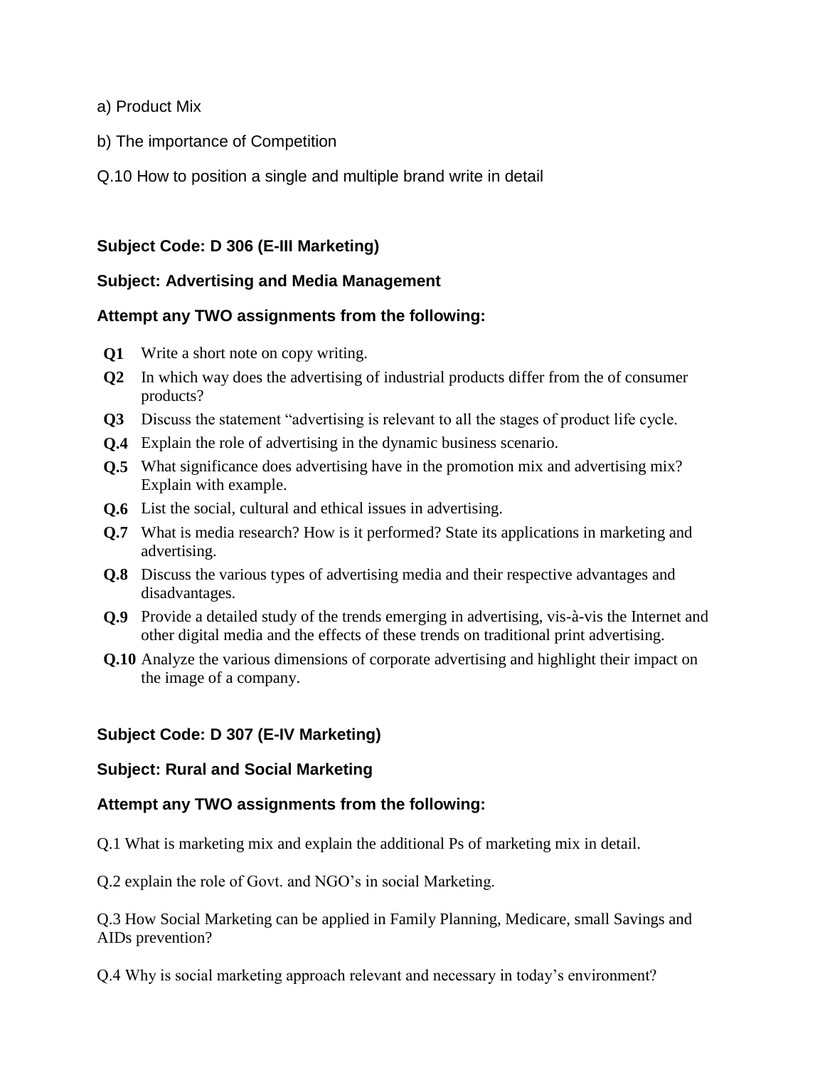a) Product Mix

b) The importance of Competition

Q.10 How to position a single and multiple brand write in detail

**Subject Code: D 306 (E-III Marketing)**

**Subject: Advertising and Media Management**

**Attempt any TWO assignments from the following:**

**Q1** Write a short note on copy writing.

**Q2** In which way does the advertising of industrial products differ from the of consumer products?

**Q3** Discuss the statement “advertising is relevant to all the stages of product life cycle.

**Q.4** Explain the role of advertising in the dynamic business scenario.

**Q.5** What significance does advertising have in the promotion mix and advertising mix? Explain with example.

**Q.6** List the social, cultural and ethical issues in advertising.

**Q.7** What is media research? How is it performed? State its applications in marketing and advertising.

**Q.8** Discuss the various types of advertising media and their respective advantages and disadvantages.

**Q.9** Provide a detailed study of the trends emerging in advertising, vis-à-vis the Internet and other digital media and the effects of these trends on traditional print advertising.

**Q.10** Analyze the various dimensions of corporate advertising and highlight their impact on the image of a company.

**Subject Code: D 307 (E-IV Marketing)**

**Subject: Rural and Social Marketing**

**Attempt any TWO assignments from the following:**

Q.1 What is marketing mix and explain the additional Ps of marketing mix in detail.

Q.2 explain the role of Govt. and NGO’s in social Marketing.

Q.3 How Social Marketing can be applied in Family Planning, Medicare, small Savings and AIDs prevention?

Q.4 Why is social marketing approach relevant and necessary in today’s environment?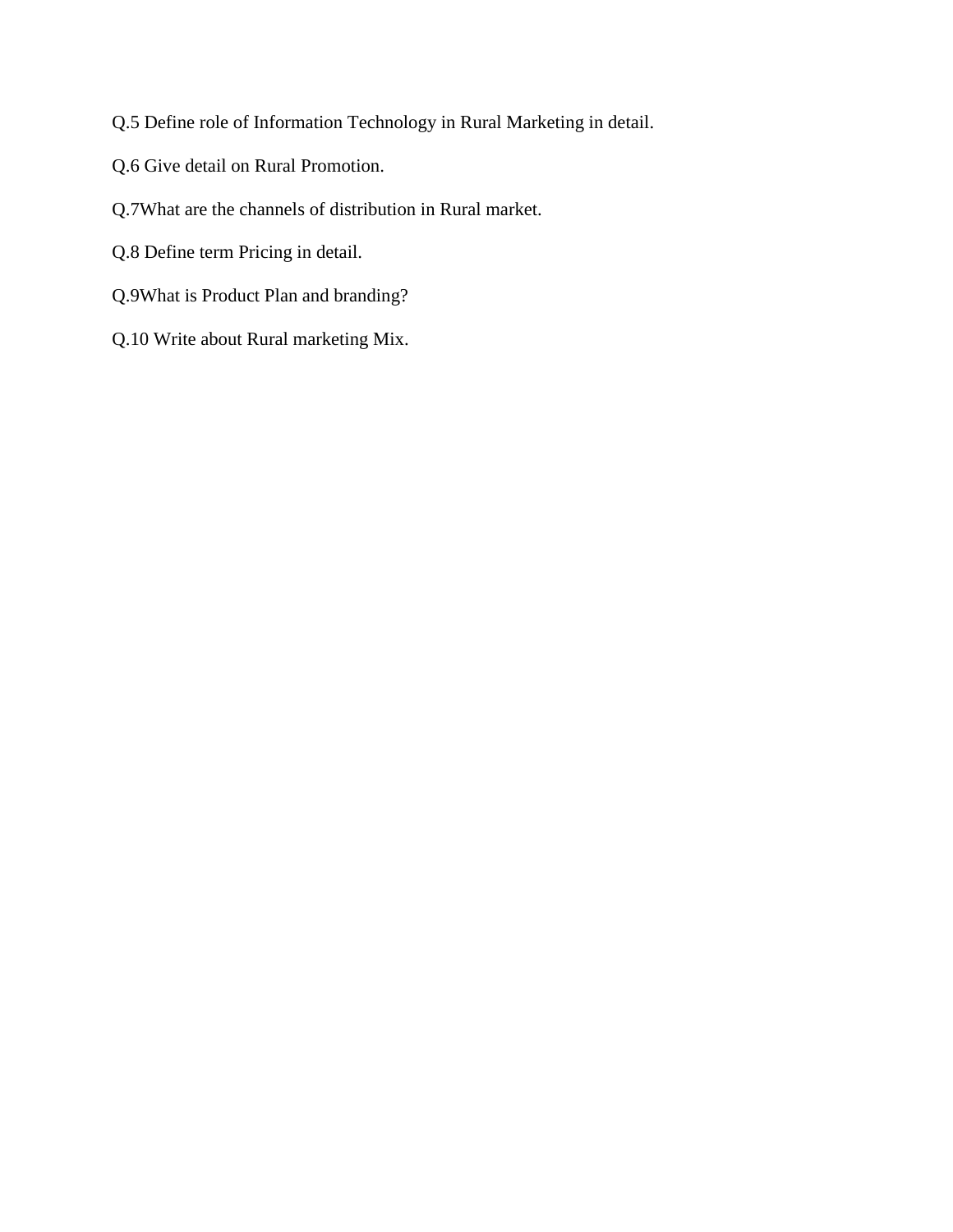Q.5 Define role of Information Technology in Rural Marketing in detail.

Q.6 Give detail on Rural Promotion.

Q.7What are the channels of distribution in Rural market.

Q.8 Define term Pricing in detail.

Q.9What is Product Plan and branding?

Q.10 Write about Rural marketing Mix.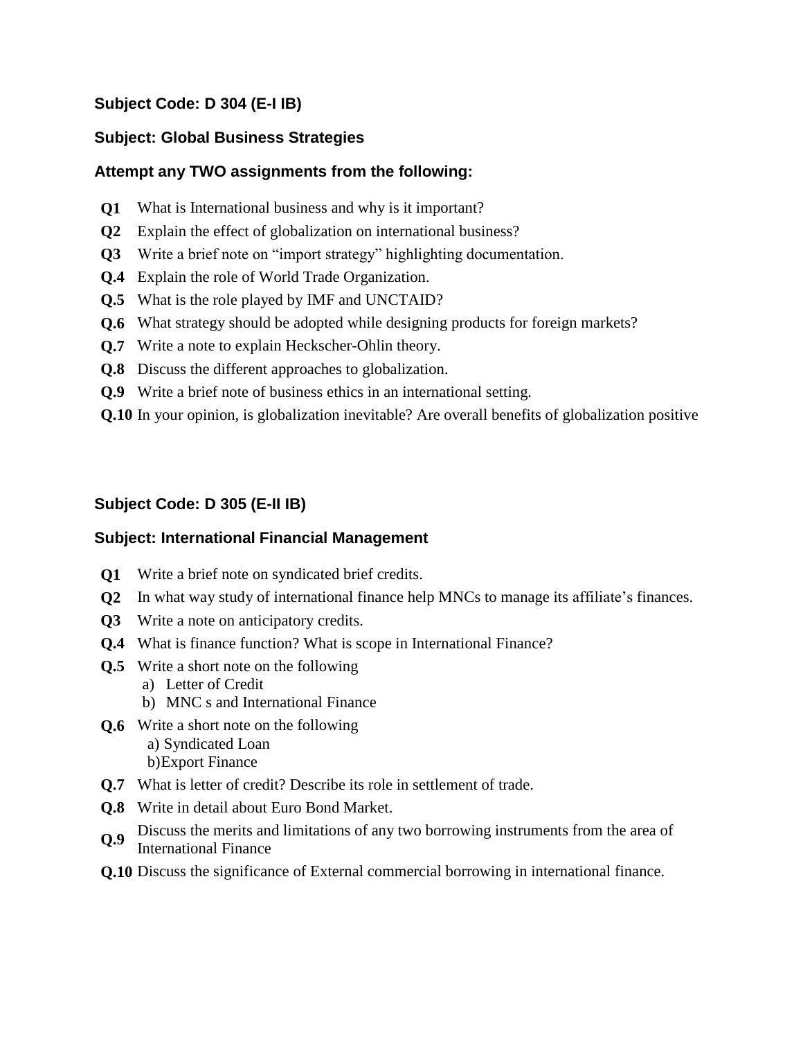**Subject Code: D 304 (E-I IB)**

**Subject: Global Business Strategies**

**Attempt any TWO assignments from the following:**

**Q1** What is International business and why is it important?

**Q2** Explain the effect of globalization on international business?

**Q3** Write a brief note on "import strategy" highlighting documentation.

**Q.4** Explain the role of World Trade Organization.

**Q.5** What is the role played by IMF and UNCTAID?

**Q.6** What strategy should be adopted while designing products for foreign markets?

**Q.7** Write a note to explain Heckscher-Ohlin theory.

**Q.8** Discuss the different approaches to globalization.

**Q.9** Write a brief note of business ethics in an international setting.

**Q.10** In your opinion, is globalization inevitable? Are overall benefits of globalization positive

**Subject Code: D 305 (E-II IB)**

**Subject: International Financial Management**

**Q1** Write a brief note on syndicated brief credits.

**Q2** In what way study of international finance help MNCs to manage its affiliate's finances.

**Q3** Write a note on anticipatory credits.

**Q.4** What is finance function? What is scope in International Finance?

**Q.5** Write a short note on the following
  a) Letter of Credit
  b) MNC s and International Finance

**Q.6** Write a short note on the following
  a) Syndicated Loan
  b)Export Finance

**Q.7** What is letter of credit? Describe its role in settlement of trade.

**Q.8** Write in detail about Euro Bond Market.

**Q.9** Discuss the merits and limitations of any two borrowing instruments from the area of International Finance

**Q.10** Discuss the significance of External commercial borrowing in international finance.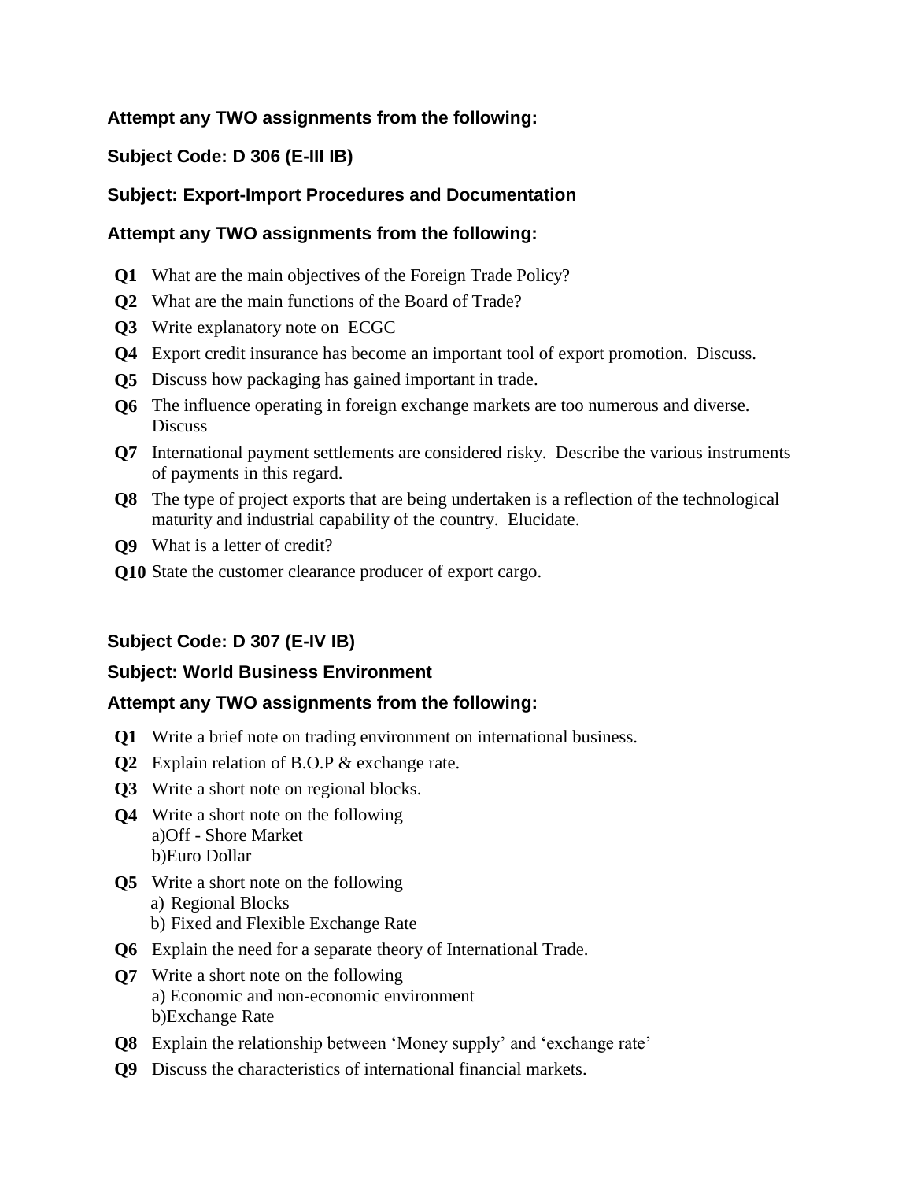**Attempt any TWO assignments from the following:**

**Subject Code: D 306 (E-III IB)**

**Subject: Export-Import Procedures and Documentation**

**Attempt any TWO assignments from the following:**

**Q1** What are the main objectives of the Foreign Trade Policy?

**Q2** What are the main functions of the Board of Trade?

**Q3** Write explanatory note on ECGC

**Q4** Export credit insurance has become an important tool of export promotion. Discuss.

**Q5** Discuss how packaging has gained important in trade.

**Q6** The influence operating in foreign exchange markets are too numerous and diverse. Discuss

**Q7** International payment settlements are considered risky. Describe the various instruments of payments in this regard.

**Q8** The type of project exports that are being undertaken is a reflection of the technological maturity and industrial capability of the country. Elucidate.

**Q9** What is a letter of credit?

**Q10** State the customer clearance producer of export cargo.

**Subject Code: D 307 (E-IV IB)**

**Subject: World Business Environment**

**Attempt any TWO assignments from the following:**

**Q1** Write a brief note on trading environment on international business.

**Q2** Explain relation of B.O.P & exchange rate.

**Q3** Write a short note on regional blocks.

**Q4** Write a short note on the following
a)Off - Shore Market
b)Euro Dollar

**Q5** Write a short note on the following
a) Regional Blocks
b) Fixed and Flexible Exchange Rate

**Q6** Explain the need for a separate theory of International Trade.

**Q7** Write a short note on the following
a) Economic and non-economic environment
b)Exchange Rate

**Q8** Explain the relationship between 'Money supply' and 'exchange rate'

**Q9** Discuss the characteristics of international financial markets.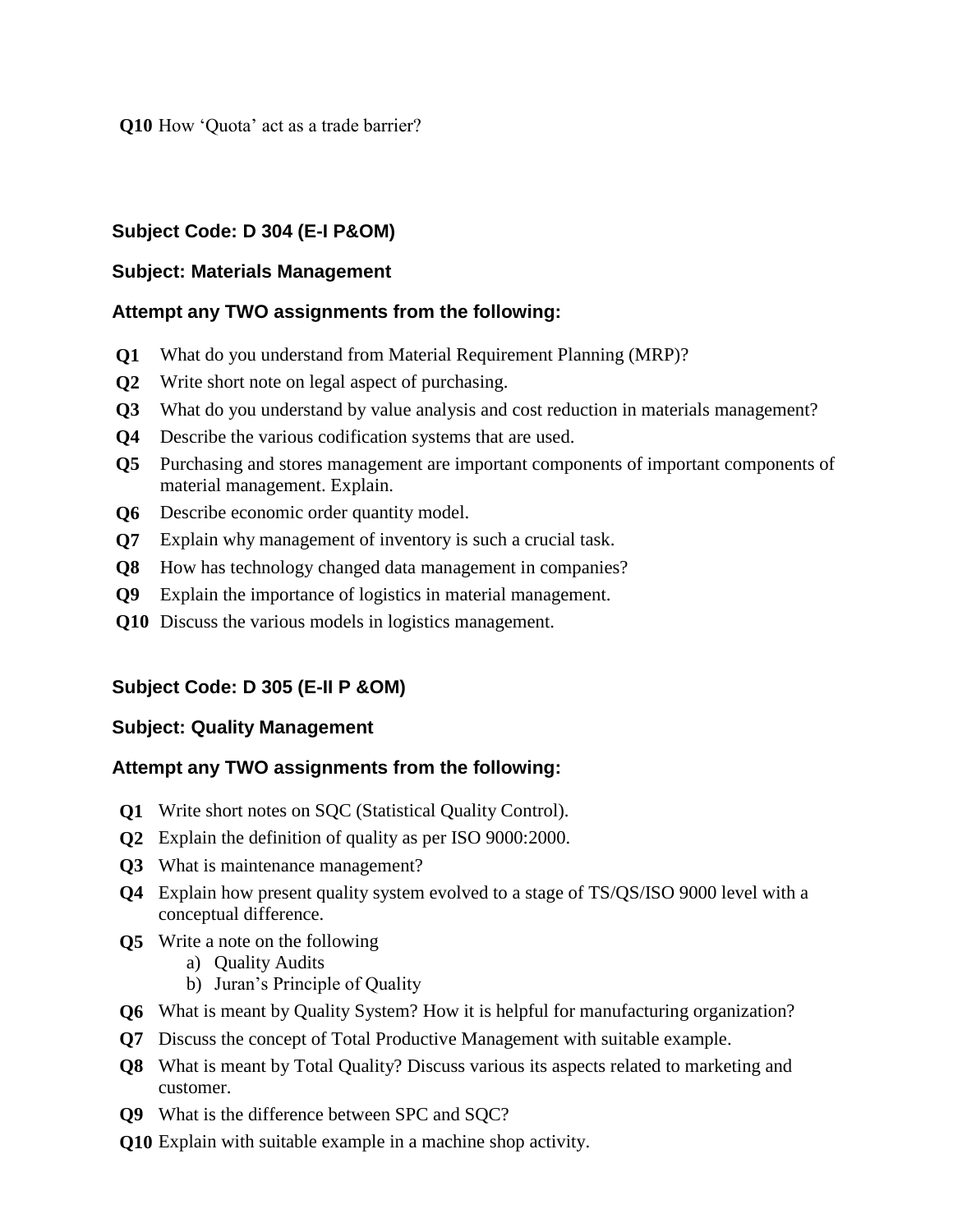**Q10** How ‘Quota’ act as a trade barrier?

### Subject Code: D 304 (E-I P&OM)

### Subject: Materials Management

### Attempt any TWO assignments from the following:

**Q1** What do you understand from Material Requirement Planning (MRP)?

**Q2** Write short note on legal aspect of purchasing.

**Q3** What do you understand by value analysis and cost reduction in materials management?

**Q4** Describe the various codification systems that are used.

**Q5** Purchasing and stores management are important components of important components of material management. Explain.

**Q6** Describe economic order quantity model.

**Q7** Explain why management of inventory is such a crucial task.

**Q8** How has technology changed data management in companies?

**Q9** Explain the importance of logistics in material management.

**Q10** Discuss the various models in logistics management.

### Subject Code: D 305 (E-II P &OM)

### Subject: Quality Management

### Attempt any TWO assignments from the following:

**Q1** Write short notes on SQC (Statistical Quality Control).

**Q2** Explain the definition of quality as per ISO 9000:2000.

**Q3** What is maintenance management?

**Q4** Explain how present quality system evolved to a stage of TS/QS/ISO 9000 level with a conceptual difference.

**Q5** Write a note on the following

a) Quality Audits
b) Juran’s Principle of Quality

**Q6** What is meant by Quality System? How it is helpful for manufacturing organization?

**Q7** Discuss the concept of Total Productive Management with suitable example.

**Q8** What is meant by Total Quality? Discuss various its aspects related to marketing and customer.

**Q9** What is the difference between SPC and SQC?

**Q10** Explain with suitable example in a machine shop activity.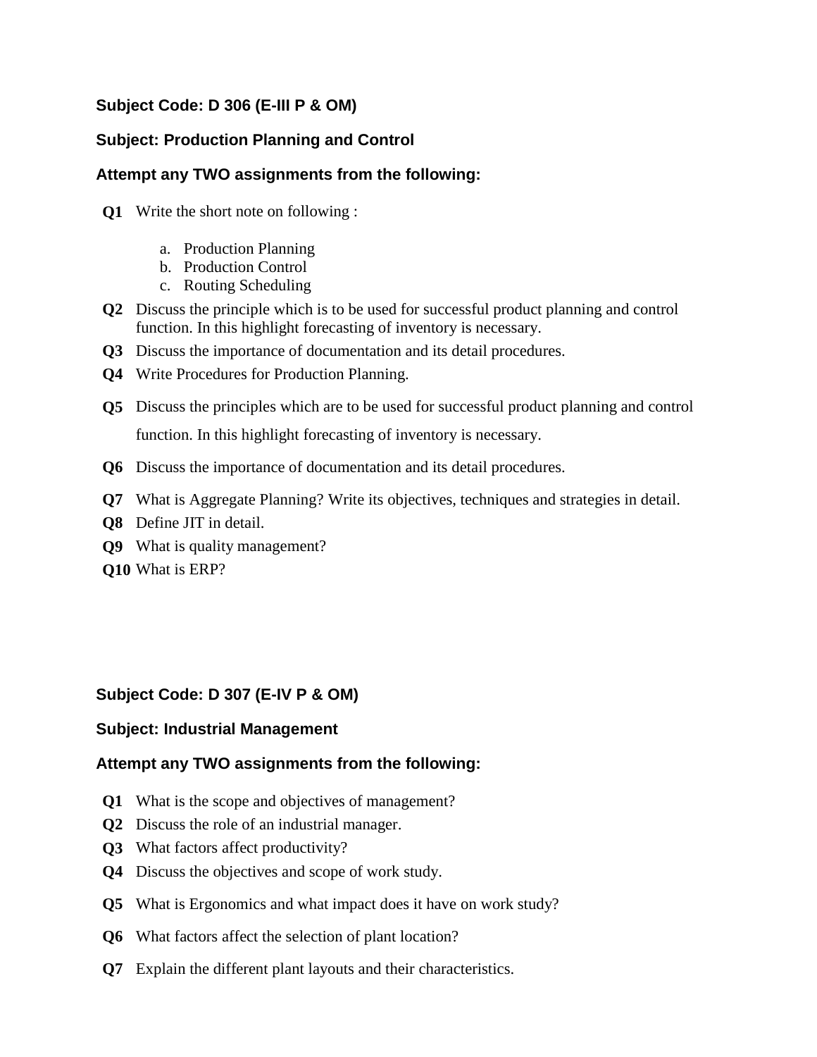**Subject Code: D 306 (E-III P & OM)**

**Subject: Production Planning and Control**

**Attempt any TWO assignments from the following:**

**Q1** Write the short note on following :

a. Production Planning
b. Production Control
c. Routing Scheduling

**Q2** Discuss the principle which is to be used for successful product planning and control function. In this highlight forecasting of inventory is necessary.

**Q3** Discuss the importance of documentation and its detail procedures.

**Q4** Write Procedures for Production Planning.

**Q5** Discuss the principles which are to be used for successful product planning and control function. In this highlight forecasting of inventory is necessary.

**Q6** Discuss the importance of documentation and its detail procedures.

**Q7** What is Aggregate Planning? Write its objectives, techniques and strategies in detail.

**Q8** Define JIT in detail.

**Q9** What is quality management?

**Q10** What is ERP?

**Subject Code: D 307 (E-IV P & OM)**

**Subject: Industrial Management**

**Attempt any TWO assignments from the following:**

**Q1** What is the scope and objectives of management?

**Q2** Discuss the role of an industrial manager.

**Q3** What factors affect productivity?

**Q4** Discuss the objectives and scope of work study.

**Q5** What is Ergonomics and what impact does it have on work study?

**Q6** What factors affect the selection of plant location?

**Q7** Explain the different plant layouts and their characteristics.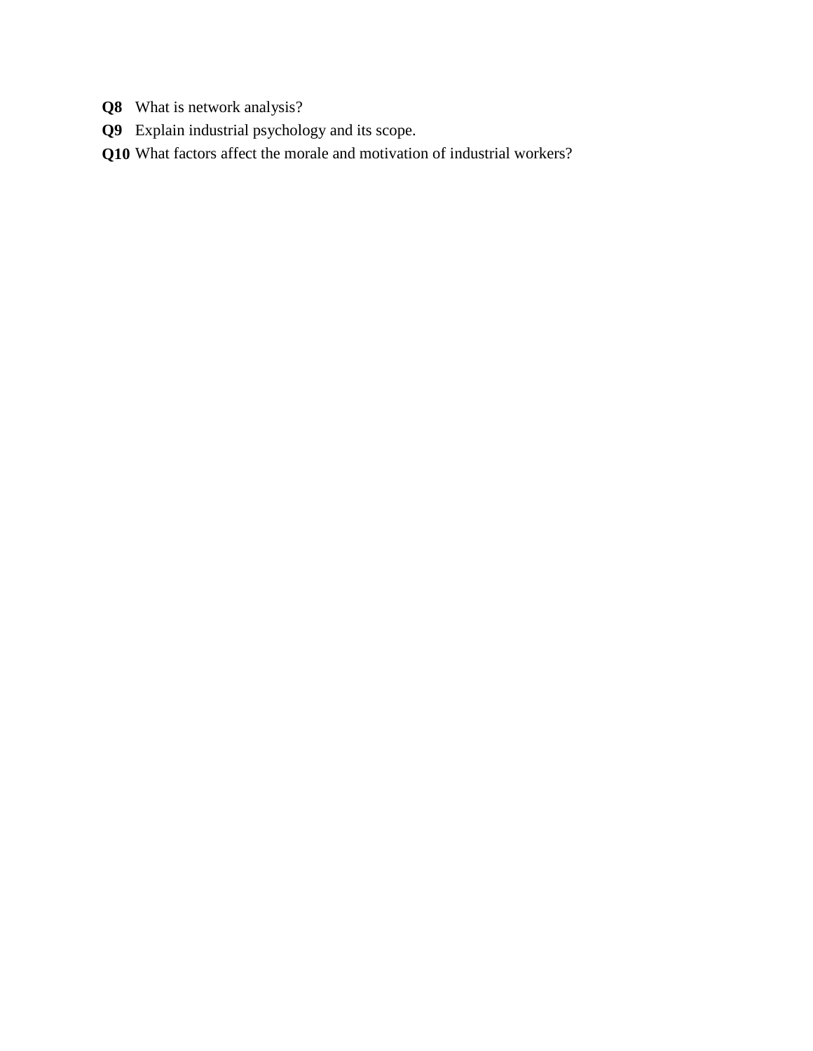**Q8** What is network analysis?

**Q9** Explain industrial psychology and its scope.

**Q10** What factors affect the morale and motivation of industrial workers?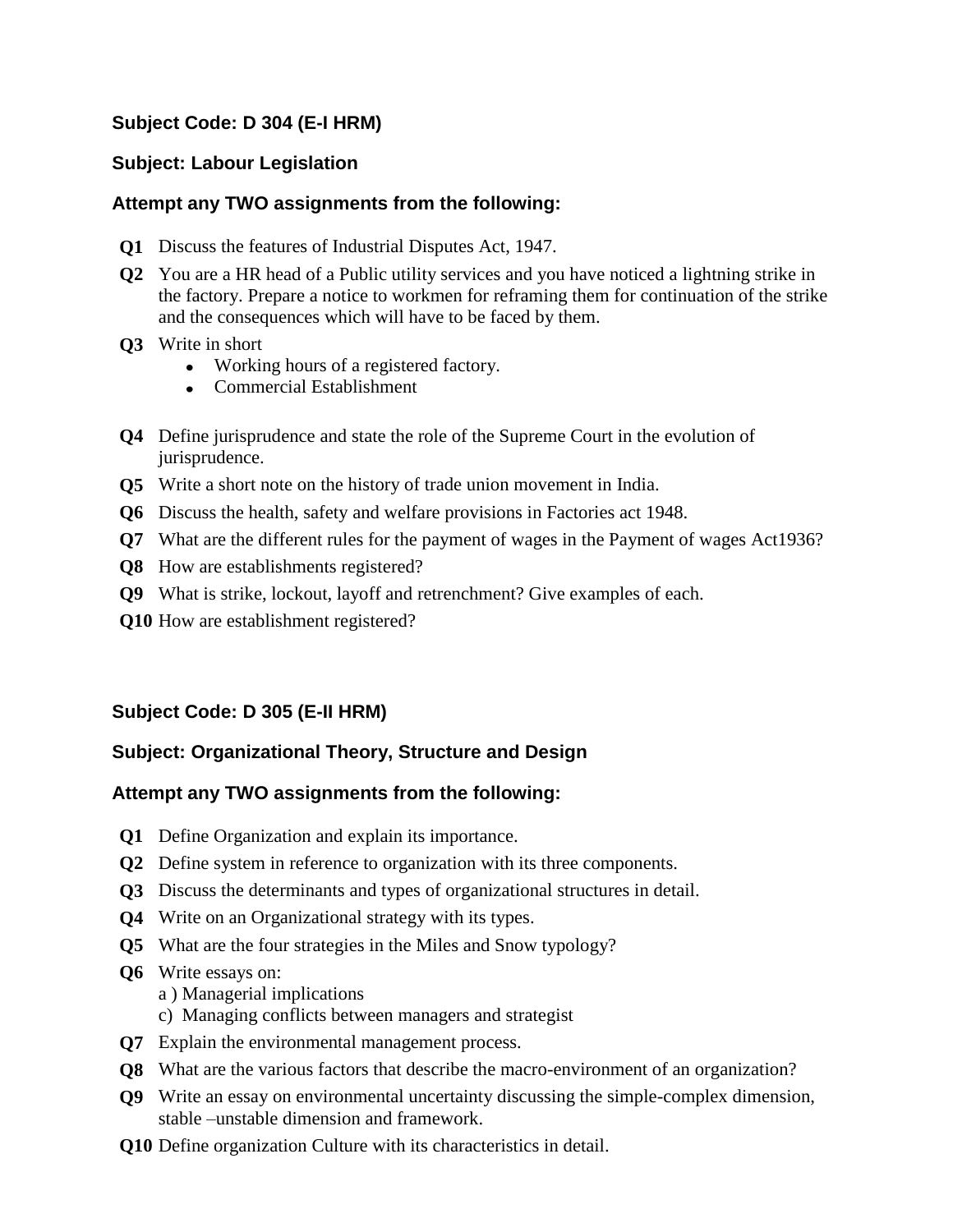**Subject Code: D 304 (E-I HRM)**

**Subject: Labour Legislation**

**Attempt any TWO assignments from the following:**

**Q1** Discuss the features of Industrial Disputes Act, 1947.

**Q2** You are a HR head of a Public utility services and you have noticed a lightning strike in the factory. Prepare a notice to workmen for reframing them for continuation of the strike and the consequences which will have to be faced by them.

**Q3** Write in short
- Working hours of a registered factory.
- Commercial Establishment

**Q4** Define jurisprudence and state the role of the Supreme Court in the evolution of jurisprudence.

**Q5** Write a short note on the history of trade union movement in India.

**Q6** Discuss the health, safety and welfare provisions in Factories act 1948.

**Q7** What are the different rules for the payment of wages in the Payment of wages Act1936?

**Q8** How are establishments registered?

**Q9** What is strike, lockout, layoff and retrenchment? Give examples of each.

**Q10** How are establishment registered?

**Subject Code: D 305 (E-II HRM)**

**Subject: Organizational Theory, Structure and Design**

**Attempt any TWO assignments from the following:**

**Q1** Define Organization and explain its importance.

**Q2** Define system in reference to organization with its three components.

**Q3** Discuss the determinants and types of organizational structures in detail.

**Q4** Write on an Organizational strategy with its types.

**Q5** What are the four strategies in the Miles and Snow typology?

**Q6** Write essays on:
a ) Managerial implications
c) Managing conflicts between managers and strategist

**Q7** Explain the environmental management process.

**Q8** What are the various factors that describe the macro-environment of an organization?

**Q9** Write an essay on environmental uncertainty discussing the simple-complex dimension, stable –unstable dimension and framework.

**Q10** Define organization Culture with its characteristics in detail.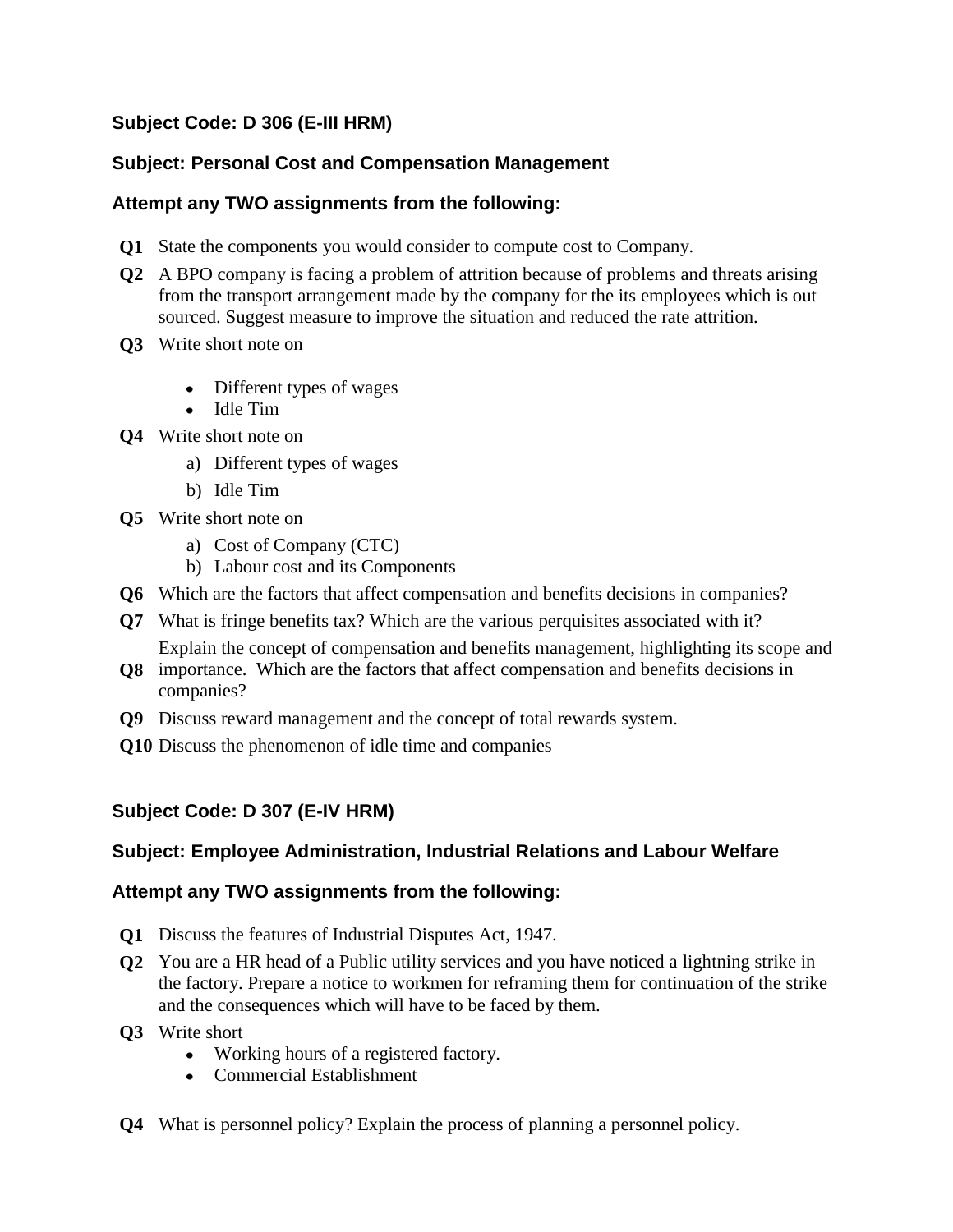### Subject Code: D 306 (E-III HRM)

### Subject: Personal Cost and Compensation Management

### Attempt any TWO assignments from the following:

**Q1** State the components you would consider to compute cost to Company.

**Q2** A BPO company is facing a problem of attrition because of problems and threats arising from the transport arrangement made by the company for the its employees which is out sourced. Suggest measure to improve the situation and reduced the rate attrition.

**Q3** Write short note on

- Different types of wages
- Idle Tim

**Q4** Write short note on

a) Different types of wages

b) Idle Tim

**Q5** Write short note on

a) Cost of Company (CTC)

b) Labour cost and its Components

**Q6** Which are the factors that affect compensation and benefits decisions in companies?

**Q7** What is fringe benefits tax? Which are the various perquisites associated with it?

**Q8** Explain the concept of compensation and benefits management, highlighting its scope and importance. Which are the factors that affect compensation and benefits decisions in companies?

**Q9** Discuss reward management and the concept of total rewards system.

**Q10** Discuss the phenomenon of idle time and companies

### Subject Code: D 307 (E-IV HRM)

### Subject: Employee Administration, Industrial Relations and Labour Welfare

### Attempt any TWO assignments from the following:

**Q1** Discuss the features of Industrial Disputes Act, 1947.

**Q2** You are a HR head of a Public utility services and you have noticed a lightning strike in the factory. Prepare a notice to workmen for reframing them for continuation of the strike and the consequences which will have to be faced by them.

**Q3** Write short

- Working hours of a registered factory.
- Commercial Establishment

**Q4** What is personnel policy? Explain the process of planning a personnel policy.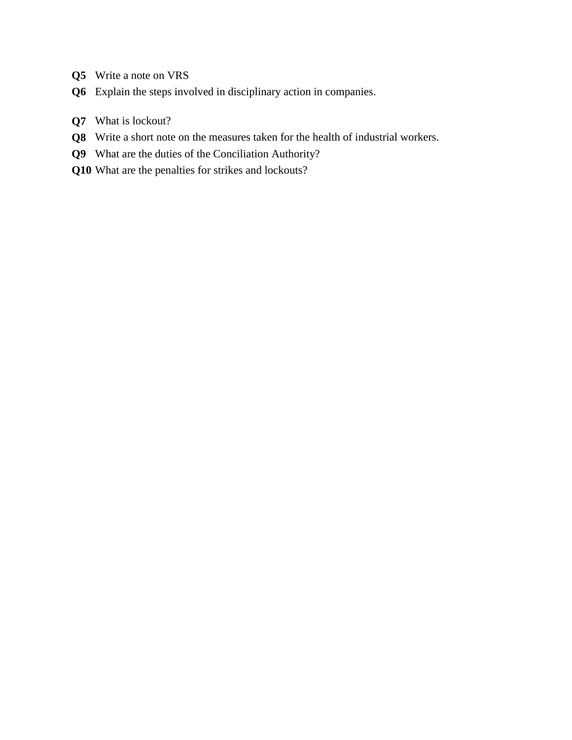**Q5** Write a note on VRS

**Q6** Explain the steps involved in disciplinary action in companies.

**Q7** What is lockout?

**Q8** Write a short note on the measures taken for the health of industrial workers.

**Q9** What are the duties of the Conciliation Authority?

**Q10** What are the penalties for strikes and lockouts?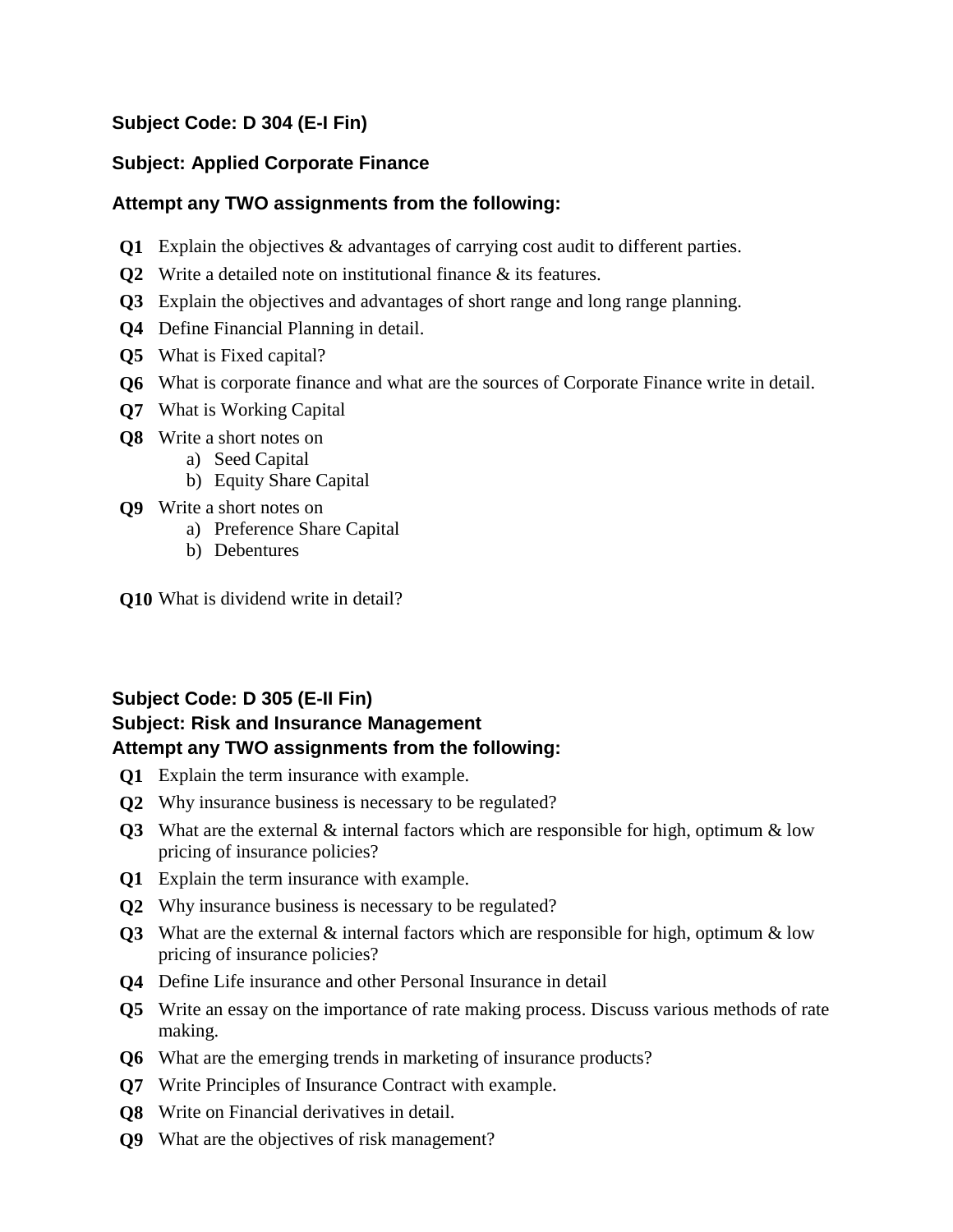**Subject Code: D 304 (E-I Fin)**

**Subject: Applied Corporate Finance**

**Attempt any TWO assignments from the following:**

**Q1** Explain the objectives & advantages of carrying cost audit to different parties.

**Q2** Write a detailed note on institutional finance & its features.

**Q3** Explain the objectives and advantages of short range and long range planning.

**Q4** Define Financial Planning in detail.

**Q5** What is Fixed capital?

**Q6** What is corporate finance and what are the sources of Corporate Finance write in detail.

**Q7** What is Working Capital

**Q8** Write a short notes on

a) Seed Capital
b) Equity Share Capital

**Q9** Write a short notes on

a) Preference Share Capital
b) Debentures

**Q10** What is dividend write in detail?

**Subject Code: D 305 (E-II Fin)**

**Subject: Risk and Insurance Management**

**Attempt any TWO assignments from the following:**

**Q1** Explain the term insurance with example.

**Q2** Why insurance business is necessary to be regulated?

**Q3** What are the external & internal factors which are responsible for high, optimum & low pricing of insurance policies?

**Q1** Explain the term insurance with example.

**Q2** Why insurance business is necessary to be regulated?

**Q3** What are the external & internal factors which are responsible for high, optimum & low pricing of insurance policies?

**Q4** Define Life insurance and other Personal Insurance in detail

**Q5** Write an essay on the importance of rate making process. Discuss various methods of rate making.

**Q6** What are the emerging trends in marketing of insurance products?

**Q7** Write Principles of Insurance Contract with example.

**Q8** Write on Financial derivatives in detail.

**Q9** What are the objectives of risk management?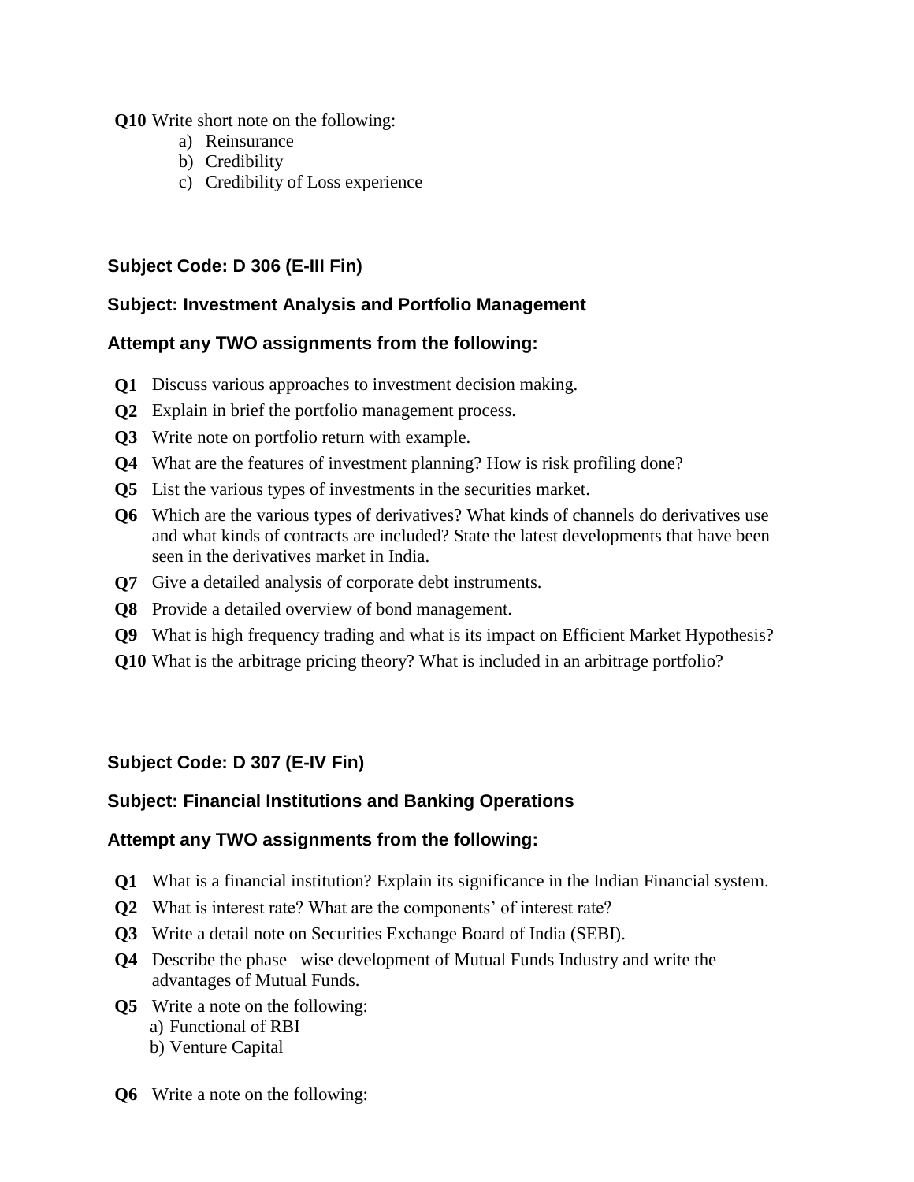**Q10** Write short note on the following:

a) Reinsurance
b) Credibility
c) Credibility of Loss experience

**Subject Code: D 306 (E-III Fin)**

**Subject: Investment Analysis and Portfolio Management**

**Attempt any TWO assignments from the following:**

**Q1** Discuss various approaches to investment decision making.

**Q2** Explain in brief the portfolio management process.

**Q3** Write note on portfolio return with example.

**Q4** What are the features of investment planning? How is risk profiling done?

**Q5** List the various types of investments in the securities market.

**Q6** Which are the various types of derivatives? What kinds of channels do derivatives use and what kinds of contracts are included? State the latest developments that have been seen in the derivatives market in India.

**Q7** Give a detailed analysis of corporate debt instruments.

**Q8** Provide a detailed overview of bond management.

**Q9** What is high frequency trading and what is its impact on Efficient Market Hypothesis?

**Q10** What is the arbitrage pricing theory? What is included in an arbitrage portfolio?

**Subject Code: D 307 (E-IV Fin)**

**Subject: Financial Institutions and Banking Operations**

**Attempt any TWO assignments from the following:**

**Q1** What is a financial institution? Explain its significance in the Indian Financial system.

**Q2** What is interest rate? What are the components' of interest rate?

**Q3** Write a detail note on Securities Exchange Board of India (SEBI).

**Q4** Describe the phase –wise development of Mutual Funds Industry and write the advantages of Mutual Funds.

**Q5** Write a note on the following:

a) Functional of RBI
b) Venture Capital

**Q6** Write a note on the following: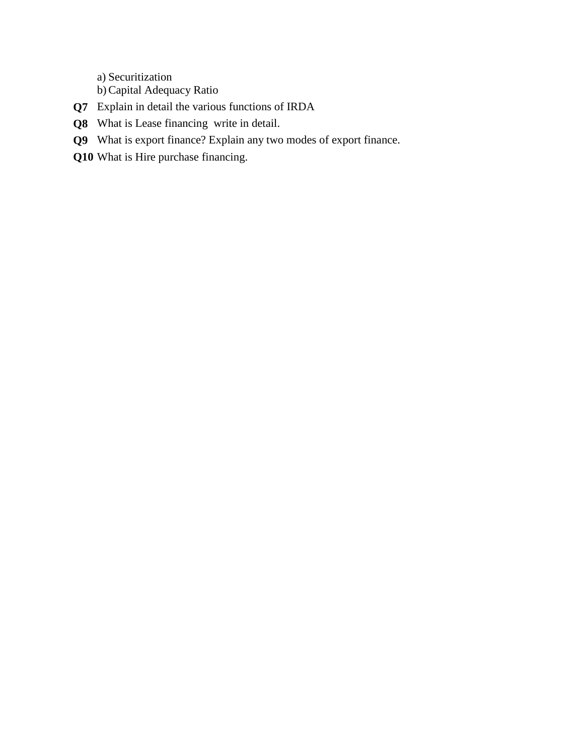a) Securitization
b) Capital Adequacy Ratio

**Q7** Explain in detail the various functions of IRDA

**Q8** What is Lease financing write in detail.

**Q9** What is export finance? Explain any two modes of export finance.

**Q10** What is Hire purchase financing.